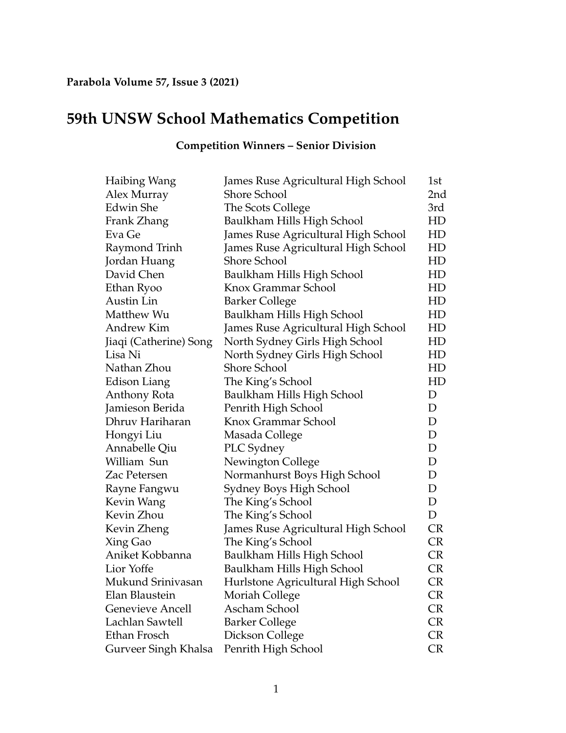**Parabola Volume 57, Issue 3 (2021)**

# 59th UNSW School Mathematics Competition

### Competition Winners – Senior Division

| | | |
|---|---|---|
| Haibing Wang | James Ruse Agricultural High School | 1st |
| Alex Murray | Shore School | 2nd |
| Edwin She | The Scots College | 3rd |
| Frank Zhang | Baulkham Hills High School | HD |
| Eva Ge | James Ruse Agricultural High School | HD |
| Raymond Trinh | James Ruse Agricultural High School | HD |
| Jordan Huang | Shore School | HD |
| David Chen | Baulkham Hills High School | HD |
| Ethan Ryoo | Knox Grammar School | HD |
| Austin Lin | Barker College | HD |
| Matthew Wu | Baulkham Hills High School | HD |
| Andrew Kim | James Ruse Agricultural High School | HD |
| Jiaqi (Catherine) Song | North Sydney Girls High School | HD |
| Lisa Ni | North Sydney Girls High School | HD |
| Nathan Zhou | Shore School | HD |
| Edison Liang | The King's School | HD |
| Anthony Rota | Baulkham Hills High School | D |
| Jamieson Berida | Penrith High School | D |
| Dhruv Hariharan | Knox Grammar School | D |
| Hongyi Liu | Masada College | D |
| Annabelle Qiu | PLC Sydney | D |
| William Sun | Newington College | D |
| Zac Petersen | Normanhurst Boys High School | D |
| Rayne Fangwu | Sydney Boys High School | D |
| Kevin Wang | The King's School | D |
| Kevin Zhou | The King's School | D |
| Kevin Zheng | James Ruse Agricultural High School | CR |
| Xing Gao | The King's School | CR |
| Aniket Kobbanna | Baulkham Hills High School | CR |
| Lior Yoffe | Baulkham Hills High School | CR |
| Mukund Srinivasan | Hurlstone Agricultural High School | CR |
| Elan Blaustein | Moriah College | CR |
| Genevieve Ancell | Ascham School | CR |
| Lachlan Sawtell | Barker College | CR |
| Ethan Frosch | Dickson College | CR |
| Gurveer Singh Khalsa | Penrith High School | CR |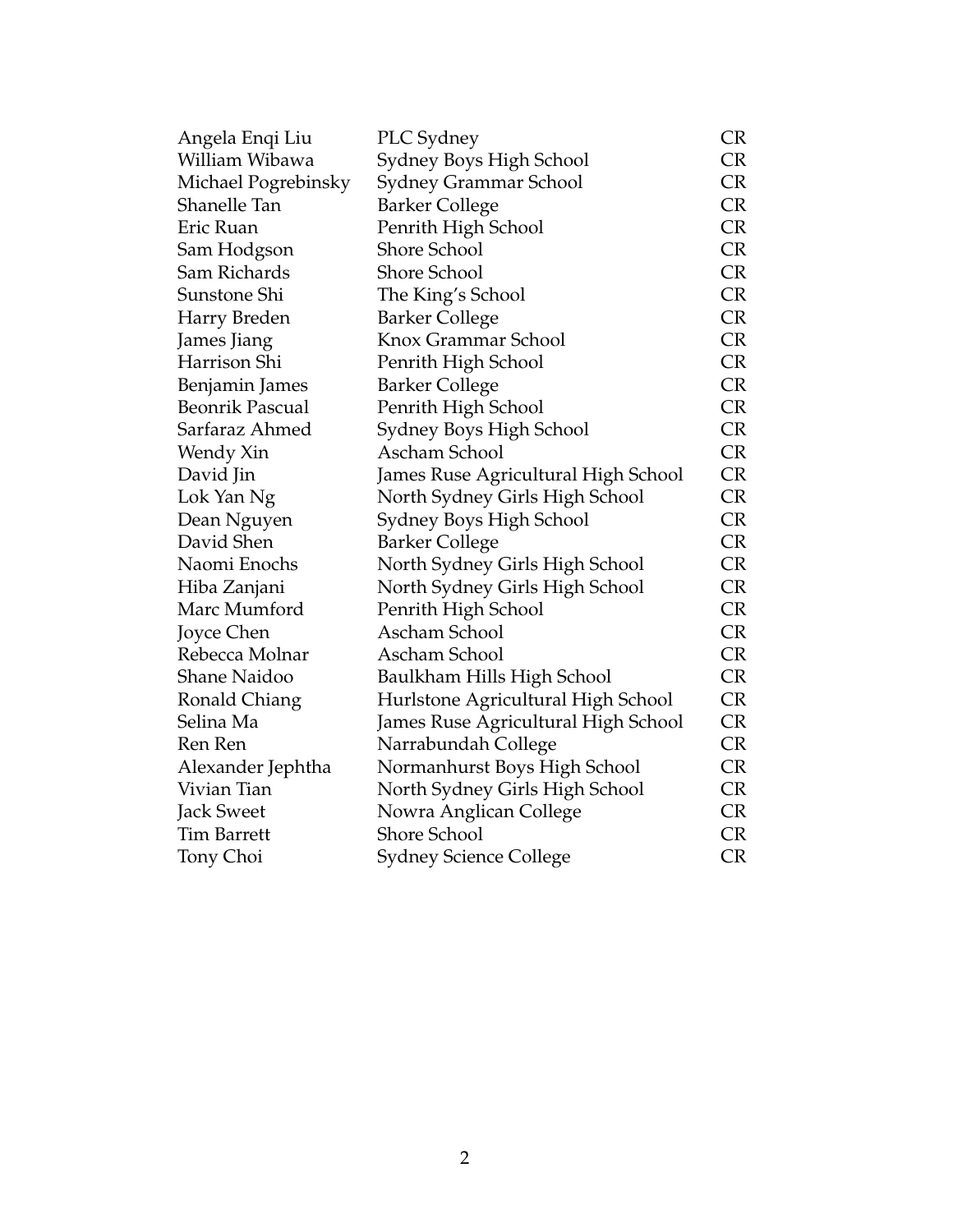| | | |
|---|---|---|
| Angela Enqi Liu | PLC Sydney | CR |
| William Wibawa | Sydney Boys High School | CR |
| Michael Pogrebinsky | Sydney Grammar School | CR |
| Shanelle Tan | Barker College | CR |
| Eric Ruan | Penrith High School | CR |
| Sam Hodgson | Shore School | CR |
| Sam Richards | Shore School | CR |
| Sunstone Shi | The King's School | CR |
| Harry Breden | Barker College | CR |
| James Jiang | Knox Grammar School | CR |
| Harrison Shi | Penrith High School | CR |
| Benjamin James | Barker College | CR |
| Beonrik Pascual | Penrith High School | CR |
| Sarfaraz Ahmed | Sydney Boys High School | CR |
| Wendy Xin | Ascham School | CR |
| David Jin | James Ruse Agricultural High School | CR |
| Lok Yan Ng | North Sydney Girls High School | CR |
| Dean Nguyen | Sydney Boys High School | CR |
| David Shen | Barker College | CR |
| Naomi Enochs | North Sydney Girls High School | CR |
| Hiba Zanjani | North Sydney Girls High School | CR |
| Marc Mumford | Penrith High School | CR |
| Joyce Chen | Ascham School | CR |
| Rebecca Molnar | Ascham School | CR |
| Shane Naidoo | Baulkham Hills High School | CR |
| Ronald Chiang | Hurlstone Agricultural High School | CR |
| Selina Ma | James Ruse Agricultural High School | CR |
| Ren Ren | Narrabundah College | CR |
| Alexander Jephtha | Normanhurst Boys High School | CR |
| Vivian Tian | North Sydney Girls High School | CR |
| Jack Sweet | Nowra Anglican College | CR |
| Tim Barrett | Shore School | CR |
| Tony Choi | Sydney Science College | CR |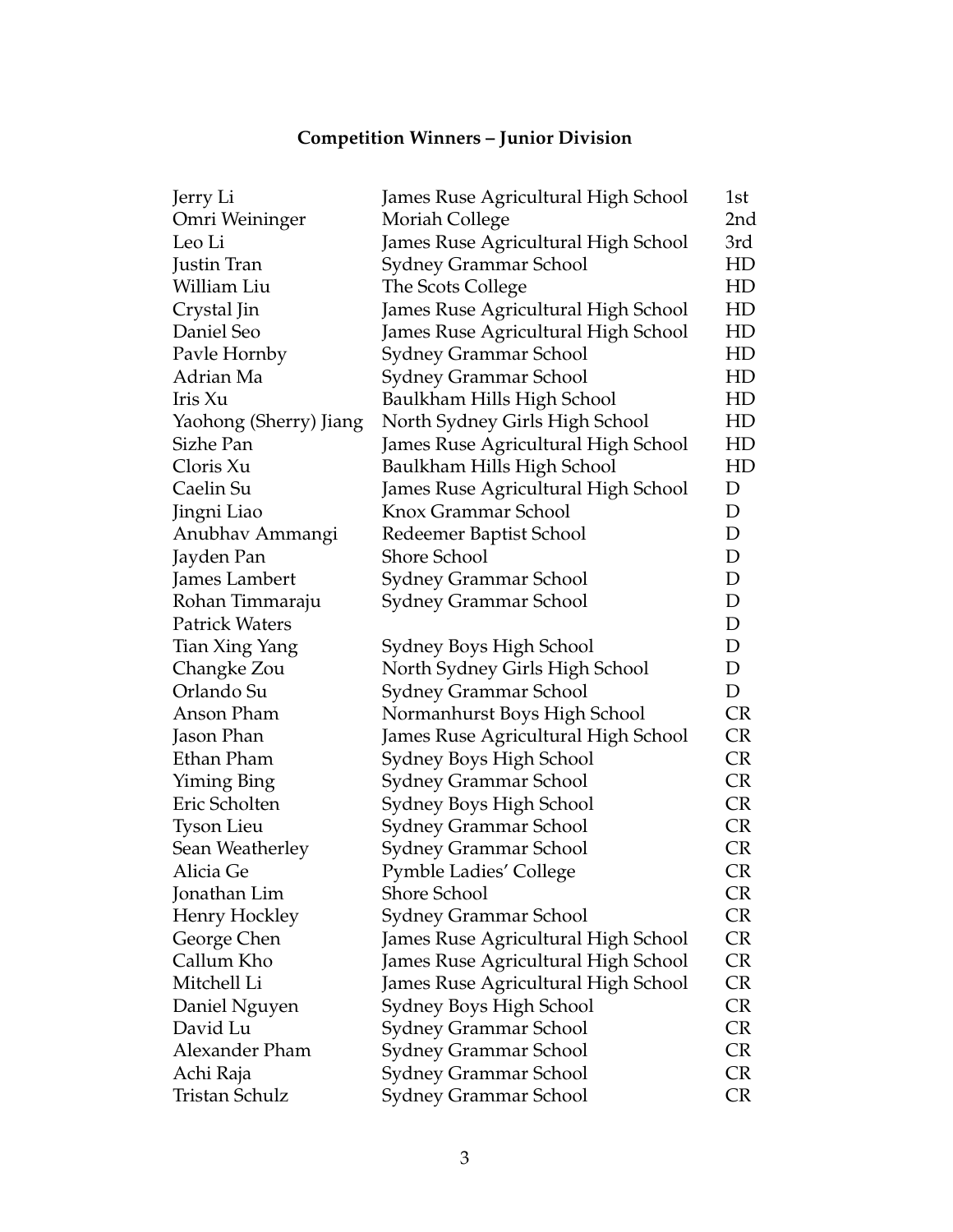## Competition Winners – Junior Division

| | | |
|---|---|---|
| Jerry Li | James Ruse Agricultural High School | 1st |
| Omri Weininger | Moriah College | 2nd |
| Leo Li | James Ruse Agricultural High School | 3rd |
| Justin Tran | Sydney Grammar School | HD |
| William Liu | The Scots College | HD |
| Crystal Jin | James Ruse Agricultural High School | HD |
| Daniel Seo | James Ruse Agricultural High School | HD |
| Pavle Hornby | Sydney Grammar School | HD |
| Adrian Ma | Sydney Grammar School | HD |
| Iris Xu | Baulkham Hills High School | HD |
| Yaohong (Sherry) Jiang | North Sydney Girls High School | HD |
| Sizhe Pan | James Ruse Agricultural High School | HD |
| Cloris Xu | Baulkham Hills High School | HD |
| Caelin Su | James Ruse Agricultural High School | D |
| Jingni Liao | Knox Grammar School | D |
| Anubhav Ammangi | Redeemer Baptist School | D |
| Jayden Pan | Shore School | D |
| James Lambert | Sydney Grammar School | D |
| Rohan Timmaraju | Sydney Grammar School | D |
| Patrick Waters | | D |
| Tian Xing Yang | Sydney Boys High School | D |
| Changke Zou | North Sydney Girls High School | D |
| Orlando Su | Sydney Grammar School | D |
| Anson Pham | Normanhurst Boys High School | CR |
| Jason Phan | James Ruse Agricultural High School | CR |
| Ethan Pham | Sydney Boys High School | CR |
| Yiming Bing | Sydney Grammar School | CR |
| Eric Scholten | Sydney Boys High School | CR |
| Tyson Lieu | Sydney Grammar School | CR |
| Sean Weatherley | Sydney Grammar School | CR |
| Alicia Ge | Pymble Ladies' College | CR |
| Jonathan Lim | Shore School | CR |
| Henry Hockley | Sydney Grammar School | CR |
| George Chen | James Ruse Agricultural High School | CR |
| Callum Kho | James Ruse Agricultural High School | CR |
| Mitchell Li | James Ruse Agricultural High School | CR |
| Daniel Nguyen | Sydney Boys High School | CR |
| David Lu | Sydney Grammar School | CR |
| Alexander Pham | Sydney Grammar School | CR |
| Achi Raja | Sydney Grammar School | CR |
| Tristan Schulz | Sydney Grammar School | CR |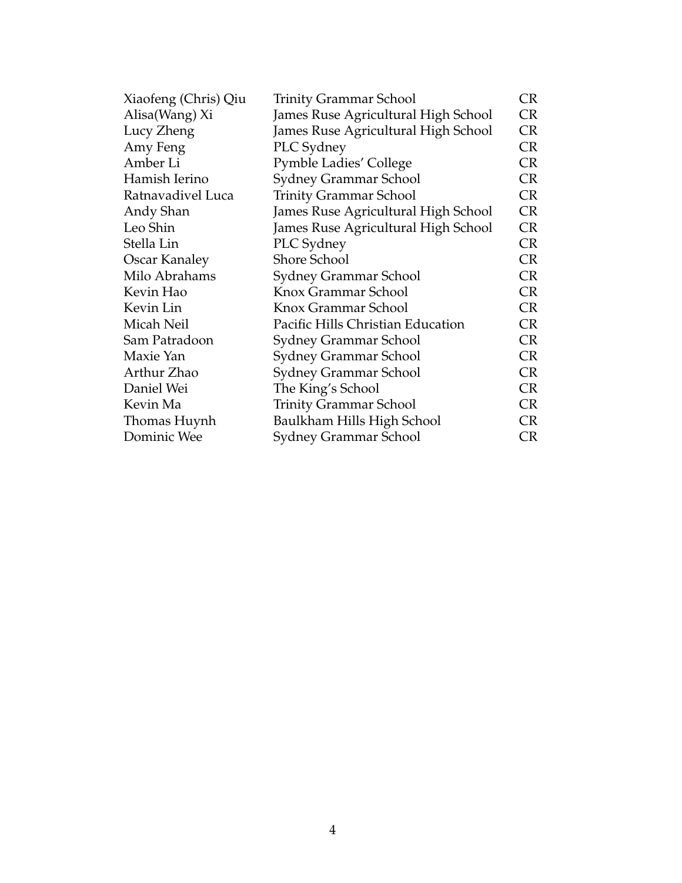| | | |
|---|---|---|
| Xiaofeng (Chris) Qiu | Trinity Grammar School | CR |
| Alisa(Wang) Xi | James Ruse Agricultural High School | CR |
| Lucy Zheng | James Ruse Agricultural High School | CR |
| Amy Feng | PLC Sydney | CR |
| Amber Li | Pymble Ladies' College | CR |
| Hamish Ierino | Sydney Grammar School | CR |
| Ratnavadivel Luca | Trinity Grammar School | CR |
| Andy Shan | James Ruse Agricultural High School | CR |
| Leo Shin | James Ruse Agricultural High School | CR |
| Stella Lin | PLC Sydney | CR |
| Oscar Kanaley | Shore School | CR |
| Milo Abrahams | Sydney Grammar School | CR |
| Kevin Hao | Knox Grammar School | CR |
| Kevin Lin | Knox Grammar School | CR |
| Micah Neil | Pacific Hills Christian Education | CR |
| Sam Patradoon | Sydney Grammar School | CR |
| Maxie Yan | Sydney Grammar School | CR |
| Arthur Zhao | Sydney Grammar School | CR |
| Daniel Wei | The King's School | CR |
| Kevin Ma | Trinity Grammar School | CR |
| Thomas Huynh | Baulkham Hills High School | CR |
| Dominic Wee | Sydney Grammar School | CR |